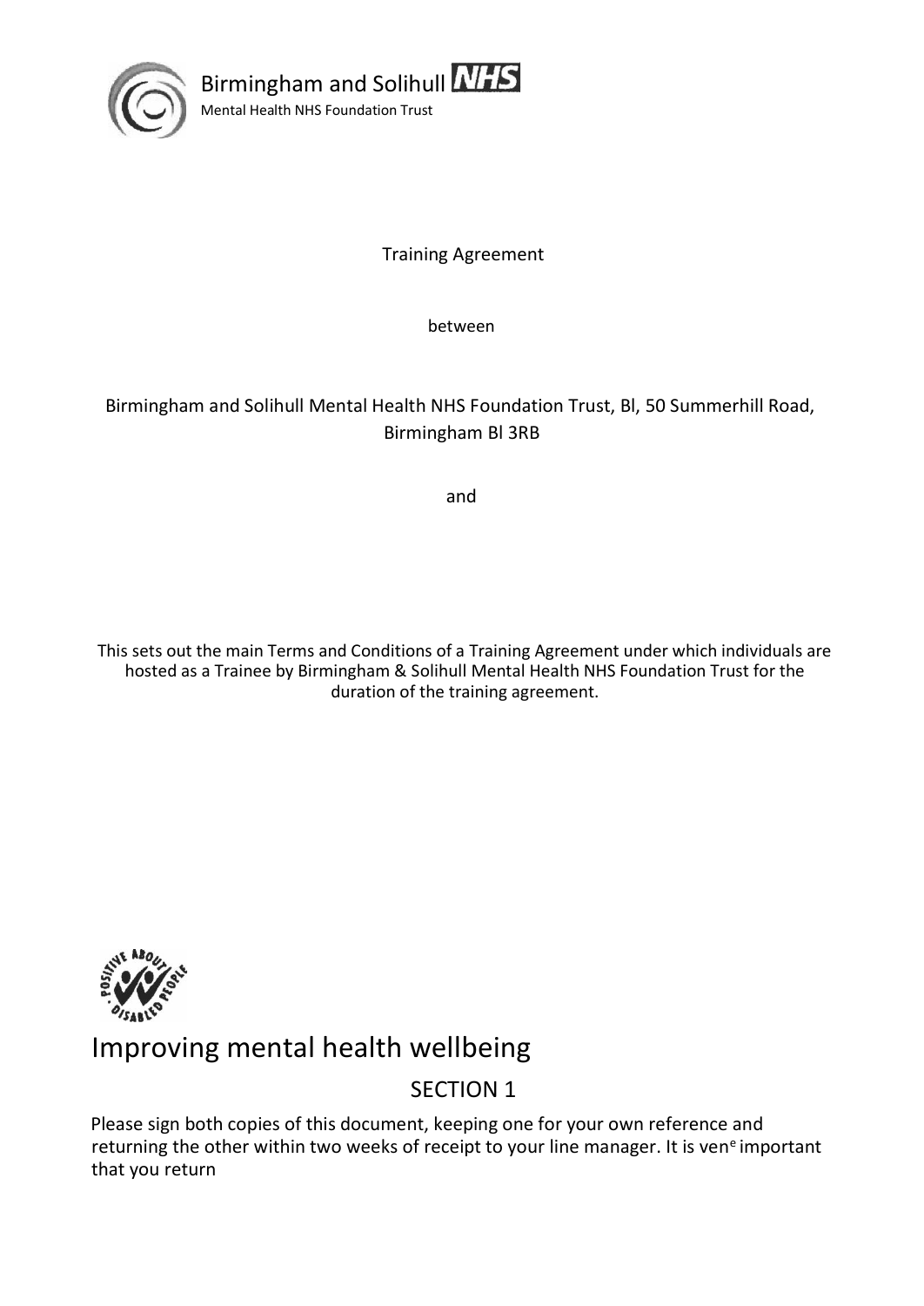Birmingham and Solihull NHS
Mental Health NHS Foundation Trust

Training Agreement

between

Birmingham and Solihull Mental Health NHS Foundation Trust, Bl, 50 Summerhill Road, Birmingham Bl 3RB

and

This sets out the main Terms and Conditions of a Training Agreement under which individuals are hosted as a Trainee by Birmingham & Solihull Mental Health NHS Foundation Trust for the duration of the training agreement.

# Improving mental health wellbeing

## SECTION 1

Please sign both copies of this document, keeping one for your own reference and returning the other within two weeks of receipt to your line manager. It is ven[e] important that you return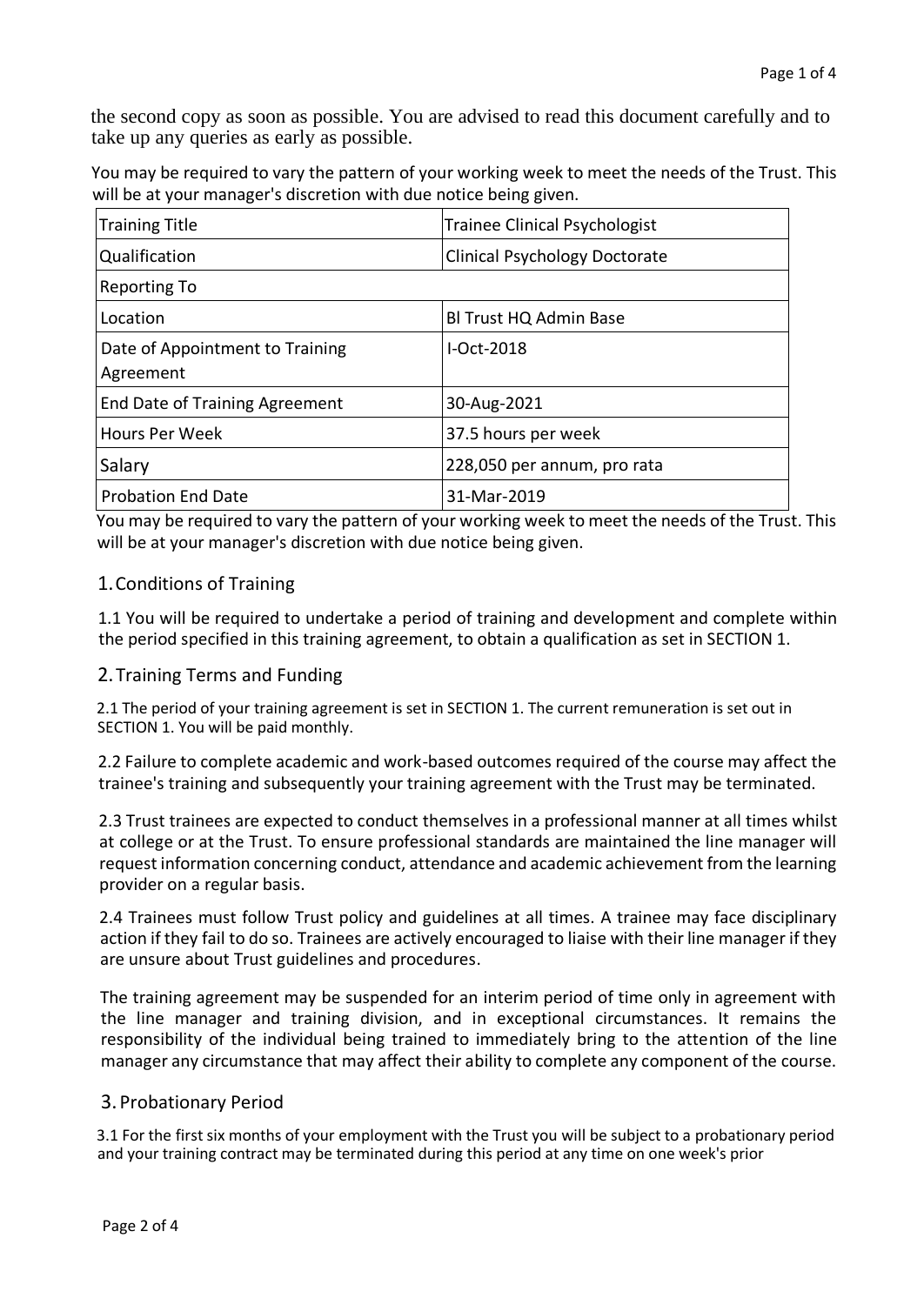the second copy as soon as possible. You are advised to read this document carefully and to take up any queries as early as possible.

You may be required to vary the pattern of your working week to meet the needs of the Trust. This will be at your manager's discretion with due notice being given.

| Training Title | Trainee Clinical Psychologist |
|---|---|
| Qualification | Clinical Psychology Doctorate |
| Reporting To | |
| Location | Bl Trust HQ Admin Base |
| Date of Appointment to Training Agreement | I-Oct-2018 |
| End Date of Training Agreement | 30-Aug-2021 |
| Hours Per Week | 37.5 hours per week |
| Salary | 228,050 per annum, pro rata |
| Probation End Date | 31-Mar-2019 |

You may be required to vary the pattern of your working week to meet the needs of the Trust. This will be at your manager's discretion with due notice being given.

## 1. Conditions of Training

1.1 You will be required to undertake a period of training and development and complete within the period specified in this training agreement, to obtain a qualification as set in SECTION 1.

## 2. Training Terms and Funding

2.1 The period of your training agreement is set in SECTION 1. The current remuneration is set out in SECTION 1. You will be paid monthly.

2.2 Failure to complete academic and work-based outcomes required of the course may affect the trainee's training and subsequently your training agreement with the Trust may be terminated.

2.3 Trust trainees are expected to conduct themselves in a professional manner at all times whilst at college or at the Trust. To ensure professional standards are maintained the line manager will request information concerning conduct, attendance and academic achievement from the learning provider on a regular basis.

2.4 Trainees must follow Trust policy and guidelines at all times. A trainee may face disciplinary action if they fail to do so. Trainees are actively encouraged to liaise with their line manager if they are unsure about Trust guidelines and procedures.

The training agreement may be suspended for an interim period of time only in agreement with the line manager and training division, and in exceptional circumstances. It remains the responsibility of the individual being trained to immediately bring to the attention of the line manager any circumstance that may affect their ability to complete any component of the course.

## 3. Probationary Period

3.1 For the first six months of your employment with the Trust you will be subject to a probationary period and your training contract may be terminated during this period at any time on one week's prior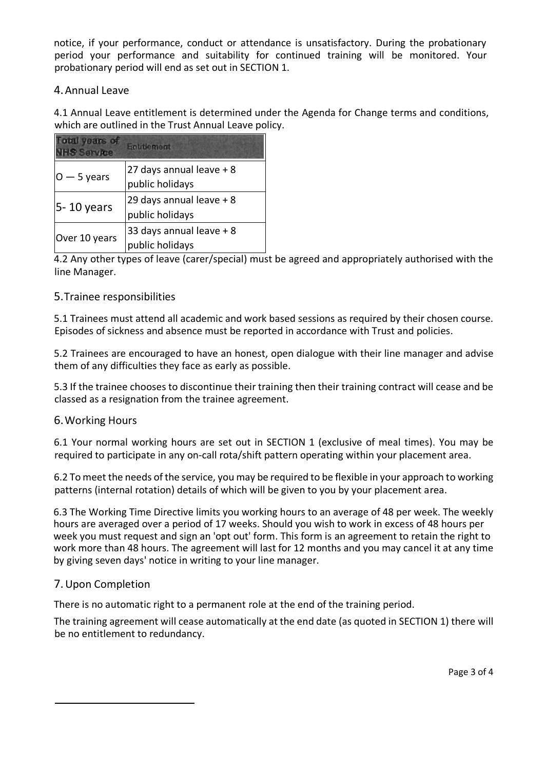notice, if your performance, conduct or attendance is unsatisfactory. During the probationary period your performance and suitability for continued training will be monitored. Your probationary period will end as set out in SECTION 1.

## 4. Annual Leave

4.1 Annual Leave entitlement is determined under the Agenda for Change terms and conditions, which are outlined in the Trust Annual Leave policy.

| Total years of NHS Service | Entitlement |
|---|---|
| O — 5 years | 27 days annual leave + 8 public holidays |
| 5- 10 years | 29 days annual leave + 8 public holidays |
| Over 10 years | 33 days annual leave + 8 public holidays |

4.2 Any other types of leave (carer/special) must be agreed and appropriately authorised with the line Manager.

## 5. Trainee responsibilities

5.1 Trainees must attend all academic and work based sessions as required by their chosen course. Episodes of sickness and absence must be reported in accordance with Trust and policies.

5.2 Trainees are encouraged to have an honest, open dialogue with their line manager and advise them of any difficulties they face as early as possible.

5.3 If the trainee chooses to discontinue their training then their training contract will cease and be classed as a resignation from the trainee agreement.

## 6. Working Hours

6.1 Your normal working hours are set out in SECTION 1 (exclusive of meal times). You may be required to participate in any on-call rota/shift pattern operating within your placement area.

6.2 To meet the needs of the service, you may be required to be flexible in your approach to working patterns (internal rotation) details of which will be given to you by your placement area.

6.3 The Working Time Directive limits you working hours to an average of 48 per week. The weekly hours are averaged over a period of 17 weeks. Should you wish to work in excess of 48 hours per week you must request and sign an 'opt out' form. This form is an agreement to retain the right to work more than 48 hours. The agreement will last for 12 months and you may cancel it at any time by giving seven days' notice in writing to your line manager.

## 7. Upon Completion

There is no automatic right to a permanent role at the end of the training period.

The training agreement will cease automatically at the end date (as quoted in SECTION 1) there will be no entitlement to redundancy.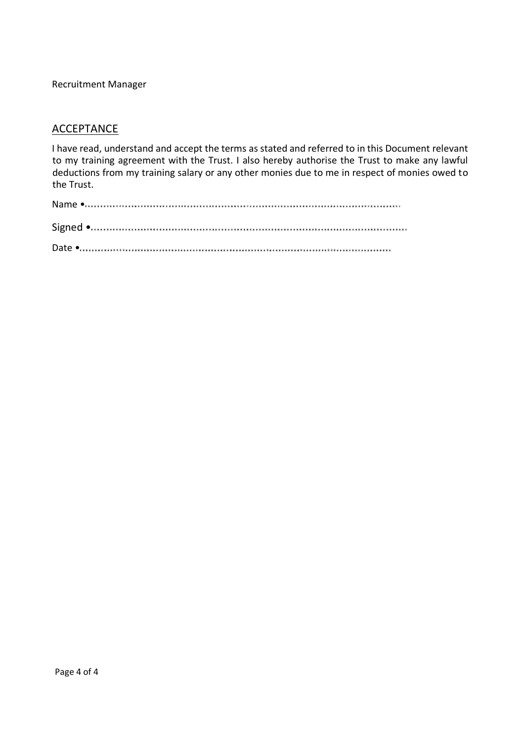Recruitment Manager

## ACCEPTANCE

I have read, understand and accept the terms as stated and referred to in this Document relevant to my training agreement with the Trust. I also hereby authorise the Trust to make any lawful deductions from my training salary or any other monies due to me in respect of monies owed to the Trust.

Name •..............................................................................................................

Signed •..............................................................................................................

Date •..............................................................................................................